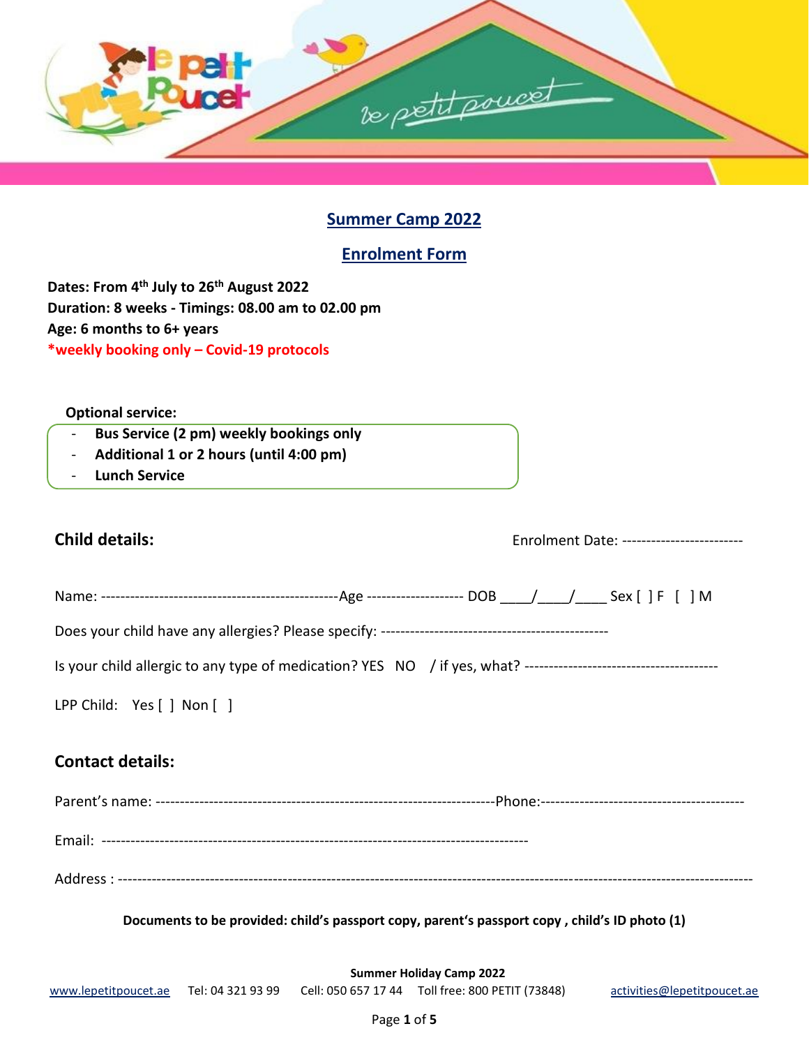## Summer Camp 2022

## Enrolment Form

**Dates: From 4th July to 26th August 2022**
**Duration: 8 weeks - Timings: 08.00 am to 02.00 pm**
**Age: 6 months to 6+ years**
**\*weekly booking only – Covid-19 protocols**

**Optional service:**

- **Bus Service (2 pm) weekly bookings only**
- **Additional 1 or 2 hours (until 4:00 pm)**
- **Lunch Service**

### Child details:

Enrolment Date: -------------------------

Name: -------------------------------------------------Age -------------------- DOB ____/____/____ Sex [ ] F [ ] M

Does your child have any allergies? Please specify: ----------------------------------------------

Is your child allergic to any type of medication? YES NO / if yes, what? ----------------------------------------

LPP Child: Yes [ ] Non [ ]

### Contact details:

Parent's name: ----------------------------------------------------------------------Phone:------------------------------------------

Email: ----------------------------------------------------------------------------------------

Address : -----------------------------------------------------------------------------------------------------------------------------

**Documents to be provided: child's passport copy, parent's passport copy , child's ID photo (1)**

**Summer Holiday Camp 2022**

www.lepetitpoucet.ae Tel: 04 321 93 99 Cell: 050 657 17 44 Toll free: 800 PETIT (73848) activities@lepetitpoucet.ae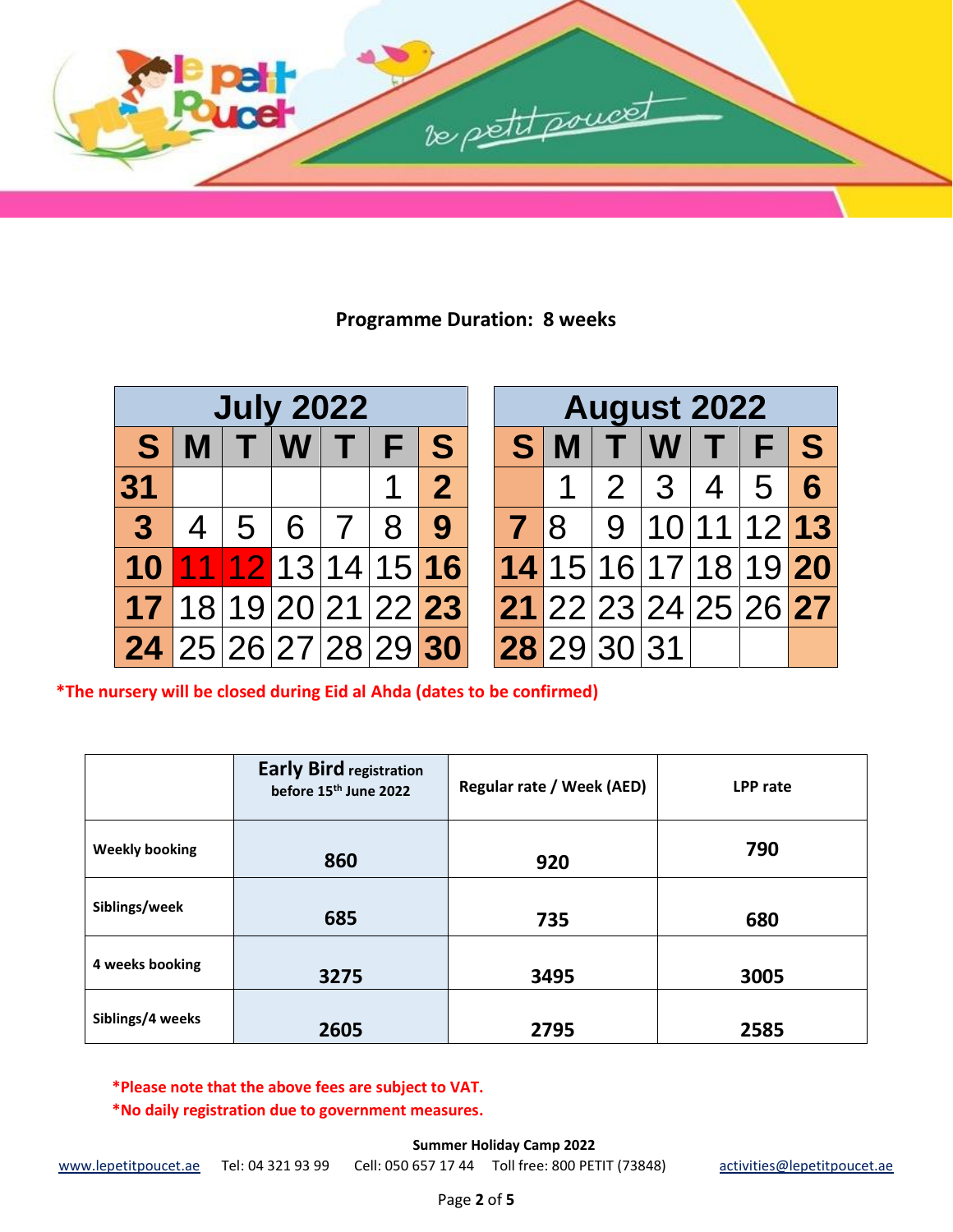**Programme Duration: 8 weeks**

| July 2022 | | | | | | |
|---|---|---|---|---|---|---|
| S | M | T | W | T | F | S |
| 31 | | | | | 1 | 2 |
| 3 | 4 | 5 | 6 | 7 | 8 | 9 |
| 10 | 11 | 12 | 13 | 14 | 15 | 16 |
| 17 | 18 | 19 | 20 | 21 | 22 | 23 |
| 24 | 25 | 26 | 27 | 28 | 29 | 30 |

| August 2022 | | | | | | |
|---|---|---|---|---|---|---|
| S | M | T | W | T | F | S |
| | 1 | 2 | 3 | 4 | 5 | 6 |
| 7 | 8 | 9 | 10 | 11 | 12 | 13 |
| 14 | 15 | 16 | 17 | 18 | 19 | 20 |
| 21 | 22 | 23 | 24 | 25 | 26 | 27 |
| 28 | 29 | 30 | 31 | | | |

*The nursery will be closed during Eid al Ahda (dates to be confirmed)

| | Early Bird registration before 15th June 2022 | Regular rate / Week (AED) | LPP rate |
|---|---|---|---|
| Weekly booking | 860 | 920 | 790 |
| Siblings/week | 685 | 735 | 680 |
| 4 weeks booking | 3275 | 3495 | 3005 |
| Siblings/4 weeks | 2605 | 2795 | 2585 |

*Please note that the above fees are subject to VAT.
*No daily registration due to government measures.

**Summer Holiday Camp 2022**

www.lepetitpoucet.ae Tel: 04 321 93 99 Cell: 050 657 17 44 Toll free: 800 PETIT (73848) activities@lepetitpoucet.ae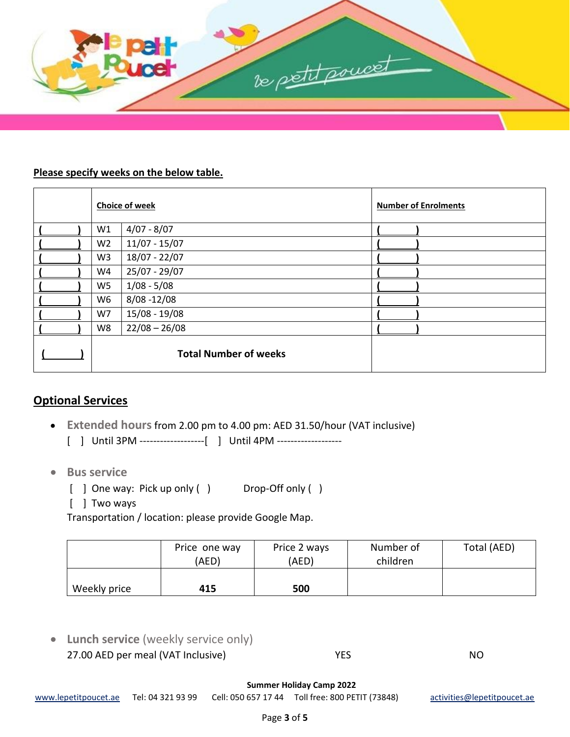**Please specify weeks on the below table.**

| | Choice of week | | Number of Enrolments |
|---|---|---|---|
| (\_\_\_\_\_\_) | W1 | 4/07 - 8/07 | (\_\_\_\_\_\_) |
| (\_\_\_\_\_\_) | W2 | 11/07 - 15/07 | (\_\_\_\_\_\_) |
| (\_\_\_\_\_\_) | W3 | 18/07 - 22/07 | (\_\_\_\_\_\_) |
| (\_\_\_\_\_\_) | W4 | 25/07 - 29/07 | (\_\_\_\_\_\_) |
| (\_\_\_\_\_\_) | W5 | 1/08 - 5/08 | (\_\_\_\_\_\_) |
| (\_\_\_\_\_\_) | W6 | 8/08 -12/08 | (\_\_\_\_\_\_) |
| (\_\_\_\_\_\_) | W7 | 15/08 - 19/08 | (\_\_\_\_\_\_) |
| (\_\_\_\_\_\_) | W8 | 22/08 – 26/08 | (\_\_\_\_\_\_) |
| (\_\_\_\_\_\_) | **Total Number of weeks** | | |

## Optional Services

- **Extended hours** from 2.00 pm to 4.00 pm: AED 31.50/hour (VAT inclusive)
  [ ] Until 3PM -------------------[ ] Until 4PM -------------------

- **Bus service**
  [ ] One way: Pick up only ( ) Drop-Off only ( )
  [ ] Two ways
  Transportation / location: please provide Google Map.

| | Price one way (AED) | Price 2 ways (AED) | Number of children | Total (AED) |
|---|---|---|---|---|
| Weekly price | **415** | **500** | | |

- **Lunch service** (weekly service only)
  27.00 AED per meal (VAT Inclusive) YES NO

**Summer Holiday Camp 2022**
www.lepetitpoucet.ae Tel: 04 321 93 99 Cell: 050 657 17 44 Toll free: 800 PETIT (73848) activities@lepetitpoucet.ae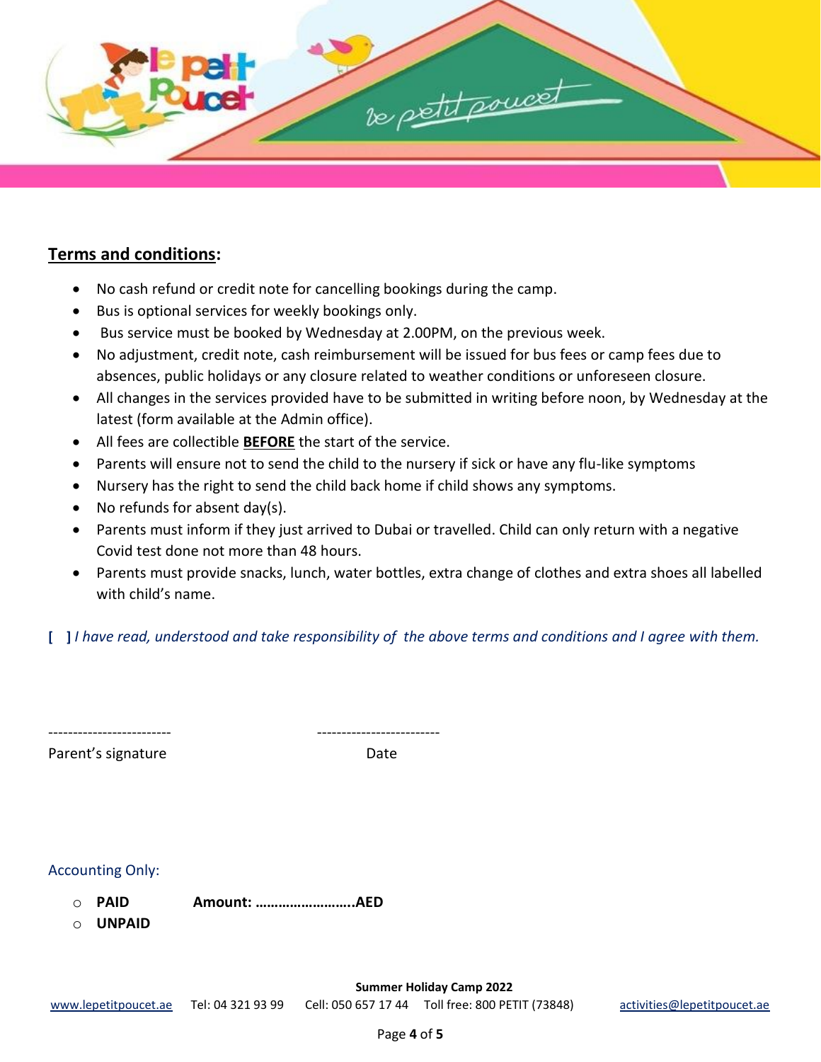## **Terms and conditions:**

- No cash refund or credit note for cancelling bookings during the camp.
- Bus is optional services for weekly bookings only.
- Bus service must be booked by Wednesday at 2.00PM, on the previous week.
- No adjustment, credit note, cash reimbursement will be issued for bus fees or camp fees due to absences, public holidays or any closure related to weather conditions or unforeseen closure.
- All changes in the services provided have to be submitted in writing before noon, by Wednesday at the latest (form available at the Admin office).
- All fees are collectible **BEFORE** the start of the service.
- Parents will ensure not to send the child to the nursery if sick or have any flu-like symptoms
- Nursery has the right to send the child back home if child shows any symptoms.
- No refunds for absent day(s).
- Parents must inform if they just arrived to Dubai or travelled. Child can only return with a negative Covid test done not more than 48 hours.
- Parents must provide snacks, lunch, water bottles, extra change of clothes and extra shoes all labelled with child's name.

**[ ]** *I have read, understood and take responsibility of the above terms and conditions and I agree with them.*

-------------------------　　　　　　　　-------------------------

Parent's signature　　　　　　　　　　　　Date

Accounting Only:

- **PAID**　　　　**Amount: …………………….AED**
- **UNPAID**

**Summer Holiday Camp 2022**

www.lepetitpoucet.ae　Tel: 04 321 93 99　Cell: 050 657 17 44　Toll free: 800 PETIT (73848)　activities@lepetitpoucet.ae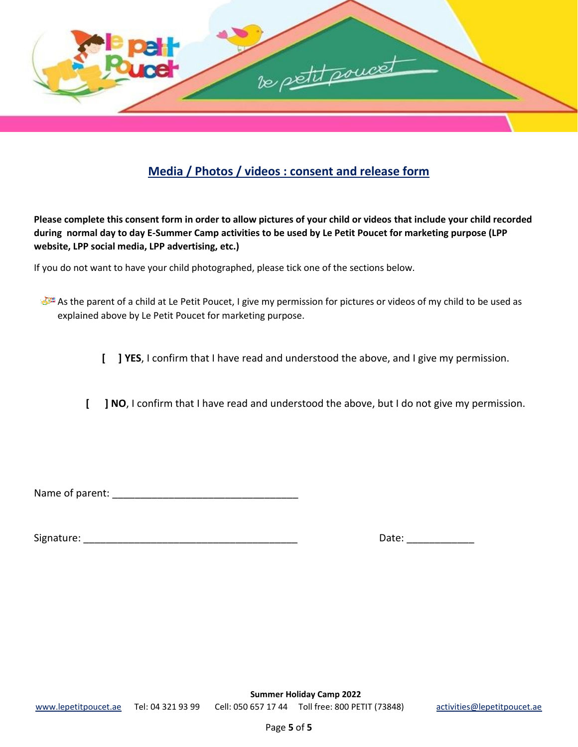## Media / Photos / videos : consent and release form

**Please complete this consent form in order to allow pictures of your child or videos that include your child recorded during normal day to day E-Summer Camp activities to be used by Le Petit Poucet for marketing purpose (LPP website, LPP social media, LPP advertising, etc.)**

If you do not want to have your child photographed, please tick one of the sections below.

- As the parent of a child at Le Petit Poucet, I give my permission for pictures or videos of my child to be used as explained above by Le Petit Poucet for marketing purpose.

**[ ] YES**, I confirm that I have read and understood the above, and I give my permission.

**[ ] NO**, I confirm that I have read and understood the above, but I do not give my permission.

Name of parent: _________________________________

Signature: ______________________________________ Date: ____________

**Summer Holiday Camp 2022**

www.lepetitpoucet.ae Tel: 04 321 93 99 Cell: 050 657 17 44 Toll free: 800 PETIT (73848) activities@lepetitpoucet.ae